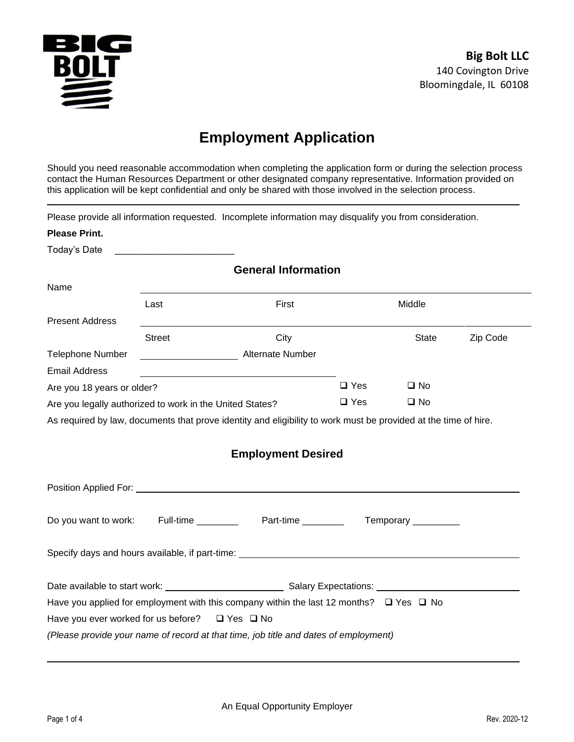**Big Bolt LLC**
140 Covington Drive
Bloomingdale, IL 60108

# Employment Application

Should you need reasonable accommodation when completing the application form or during the selection process contact the Human Resources Department or other designated company representative. Information provided on this application will be kept confidential and only be shared with those involved in the selection process.

---

Please provide all information requested. Incomplete information may disqualify you from consideration.

**Please Print.**

Today's Date ______________________

## General Information

Name ________________________________________________

Last First Middle

Present Address ________________________________________________

Street City State Zip Code

Telephone Number __________________ Alternate Number

Email Address ____________________________________

Are you 18 years or older? ❑ Yes ❑ No

Are you legally authorized to work in the United States? ❑ Yes ❑ No

As required by law, documents that prove identity and eligibility to work must be provided at the time of hire.

## Employment Desired

Position Applied For: ________________________________________________

Do you want to work: Full-time ________ Part-time ________ Temporary _________

Specify days and hours available, if part-time: ________________________________________________

Date available to start work: ______________________ Salary Expectations: ______________________

Have you applied for employment with this company within the last 12 months? ❑ Yes ❑ No

Have you ever worked for us before? ❑ Yes ❑ No

*(Please provide your name of record at that time, job title and dates of employment)*

________________________________________________

An Equal Opportunity Employer

Rev. 2020-12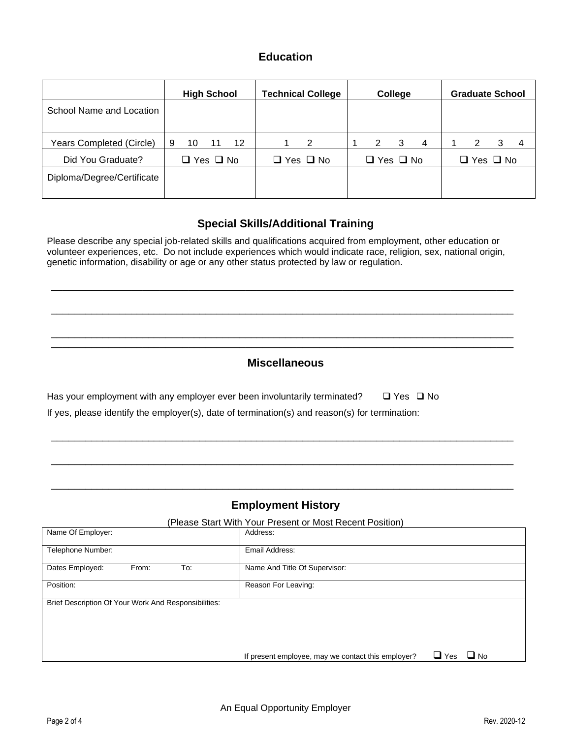## Education

| | High School | Technical College | College | Graduate School |
|---|---|---|---|---|
| School Name and Location | | | | |
| Years Completed (Circle) | 9 10 11 12 | 1 2 | 1 2 3 4 | 1 2 3 4 |
| Did You Graduate? | ☐ Yes ☐ No | ☐ Yes ☐ No | ☐ Yes ☐ No | ☐ Yes ☐ No |
| Diploma/Degree/Certificate | | | | |

## Special Skills/Additional Training

Please describe any special job-related skills and qualifications acquired from employment, other education or volunteer experiences, etc. Do not include experiences which would indicate race, religion, sex, national origin, genetic information, disability or age or any other status protected by law or regulation.

______________________________________________________________________________

______________________________________________________________________________

______________________________________________________________________________

______________________________________________________________________________

## Miscellaneous

Has your employment with any employer ever been involuntarily terminated? ☐ Yes ☐ No

If yes, please identify the employer(s), date of termination(s) and reason(s) for termination:

______________________________________________________________________________

______________________________________________________________________________

______________________________________________________________________________

## Employment History

(Please Start With Your Present or Most Recent Position)

| | |
|---|---|
| Name Of Employer: | Address: |
| Telephone Number: | Email Address: |
| Dates Employed: From: To: | Name And Title Of Supervisor: |
| Position: | Reason For Leaving: |
| Brief Description Of Your Work And Responsibilities: | |
| | If present employee, may we contact this employer? ☐ Yes ☐ No |

An Equal Opportunity Employer

Rev. 2020-12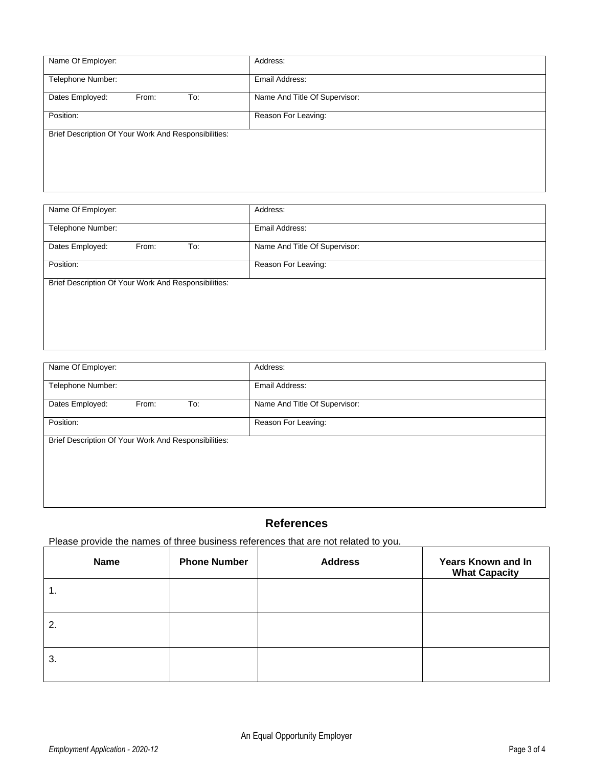| Name Of Employer: | Address: |
|---|---|
| Telephone Number: | Email Address: |
| Dates Employed: From: To: | Name And Title Of Supervisor: |
| Position: | Reason For Leaving: |
| Brief Description Of Your Work And Responsibilities: | |

| Name Of Employer: | Address: |
|---|---|
| Telephone Number: | Email Address: |
| Dates Employed: From: To: | Name And Title Of Supervisor: |
| Position: | Reason For Leaving: |
| Brief Description Of Your Work And Responsibilities: | |

| Name Of Employer: | Address: |
|---|---|
| Telephone Number: | Email Address: |
| Dates Employed: From: To: | Name And Title Of Supervisor: |
| Position: | Reason For Leaving: |
| Brief Description Of Your Work And Responsibilities: | |

## References

Please provide the names of three business references that are not related to you.

| Name | Phone Number | Address | Years Known and In What Capacity |
|---|---|---|---|
| 1. | | | |
| 2. | | | |
| 3. | | | |

An Equal Opportunity Employer

*Employment Application - 2020-12*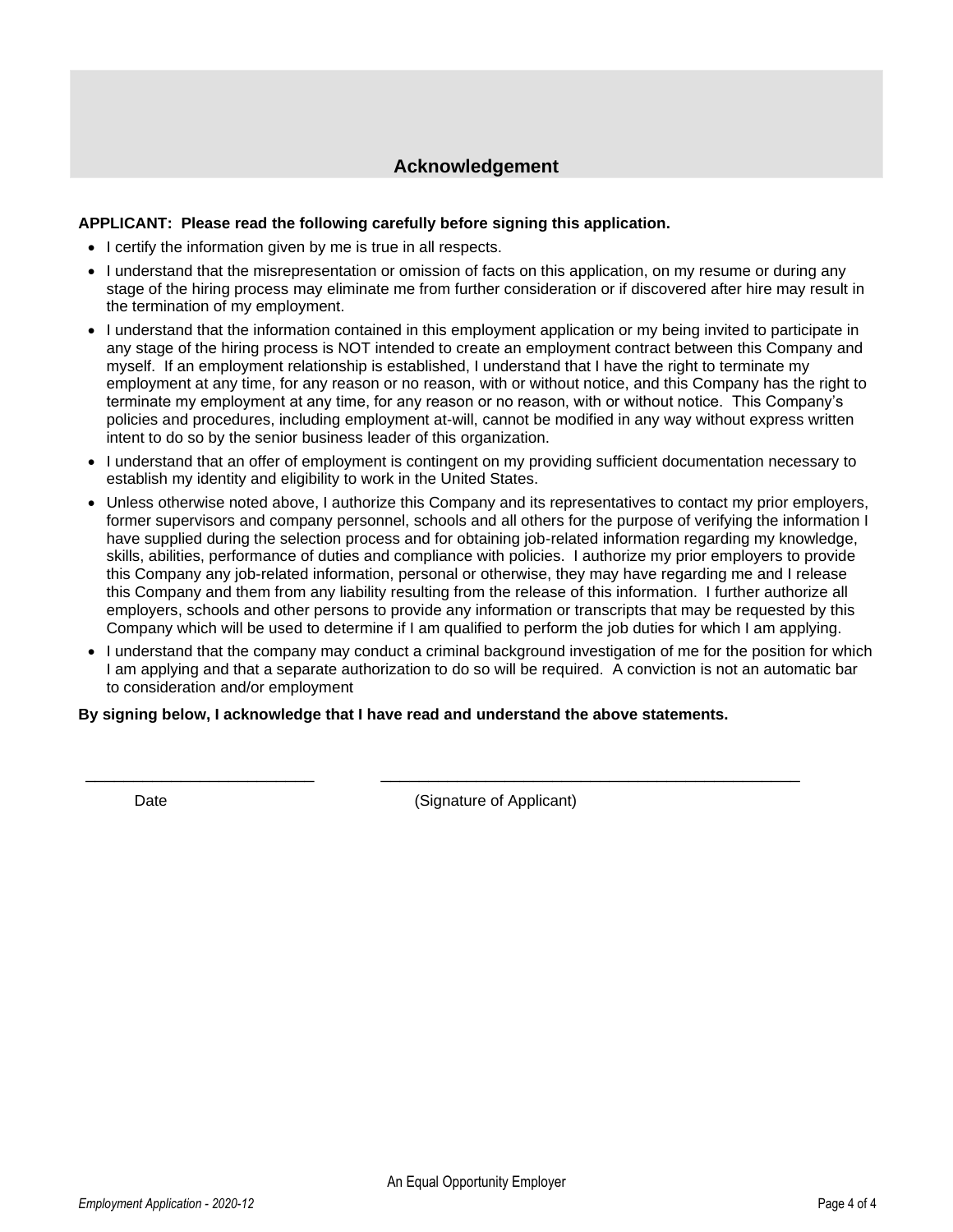## Acknowledgement

**APPLICANT: Please read the following carefully before signing this application.**

- I certify the information given by me is true in all respects.
- I understand that the misrepresentation or omission of facts on this application, on my resume or during any stage of the hiring process may eliminate me from further consideration or if discovered after hire may result in the termination of my employment.
- I understand that the information contained in this employment application or my being invited to participate in any stage of the hiring process is NOT intended to create an employment contract between this Company and myself. If an employment relationship is established, I understand that I have the right to terminate my employment at any time, for any reason or no reason, with or without notice, and this Company has the right to terminate my employment at any time, for any reason or no reason, with or without notice. This Company's policies and procedures, including employment at-will, cannot be modified in any way without express written intent to do so by the senior business leader of this organization.
- I understand that an offer of employment is contingent on my providing sufficient documentation necessary to establish my identity and eligibility to work in the United States.
- Unless otherwise noted above, I authorize this Company and its representatives to contact my prior employers, former supervisors and company personnel, schools and all others for the purpose of verifying the information I have supplied during the selection process and for obtaining job-related information regarding my knowledge, skills, abilities, performance of duties and compliance with policies. I authorize my prior employers to provide this Company any job-related information, personal or otherwise, they may have regarding me and I release this Company and them from any liability resulting from the release of this information. I further authorize all employers, schools and other persons to provide any information or transcripts that may be requested by this Company which will be used to determine if I am qualified to perform the job duties for which I am applying.
- I understand that the company may conduct a criminal background investigation of me for the position for which I am applying and that a separate authorization to do so will be required. A conviction is not an automatic bar to consideration and/or employment

**By signing below, I acknowledge that I have read and understand the above statements.**

\_\_\_\_\_\_\_\_\_\_\_\_\_\_\_\_\_\_\_\_\_\_\_\_\_\_ \_\_\_\_\_\_\_\_\_\_\_\_\_\_\_\_\_\_\_\_\_\_\_\_\_\_\_\_\_\_\_\_\_\_\_\_\_\_\_\_\_\_\_\_\_\_\_\_

Date (Signature of Applicant)

An Equal Opportunity Employer